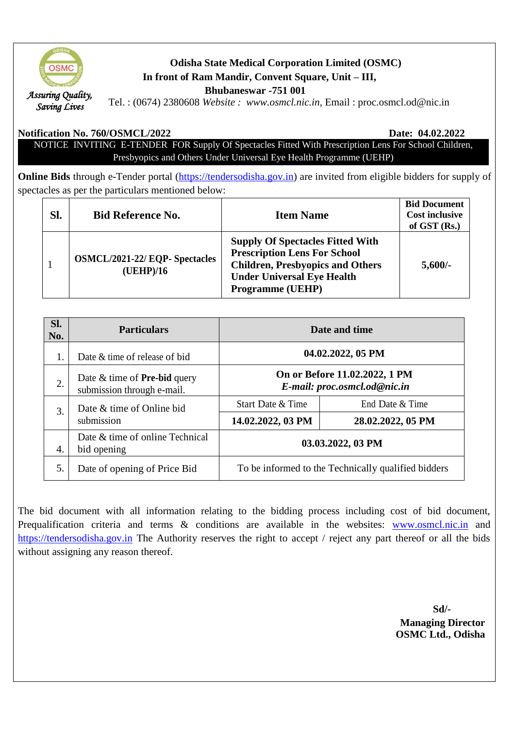Assuring Quality, Saving Lives

**Odisha State Medical Corporation Limited (OSMC)**
**In front of Ram Mandir, Convent Square, Unit – III,**
**Bhubaneswar -751 001**
Tel. : (0674) 2380608 *Website : www.osmcl.nic.in,* Email : proc.osmcl.od@nic.in

**Notification No. 760/OSMCL/2022** **Date: 04.02.2022**

NOTICE INVITING E-TENDER FOR Supply Of Spectacles Fitted With Prescription Lens For School Children, Presbyopics and Others Under Universal Eye Health Programme (UEHP)

**Online Bids** through e-Tender portal (https://tendersodisha.gov.in) are invited from eligible bidders for supply of spectacles as per the particulars mentioned below:

| **Sl.** | **Bid Reference No.** | **Item Name** | **Bid Document Cost inclusive of GST (Rs.)** |
|---|---|---|---|
| 1 | **OSMCL/2021-22/ EQP- Spectacles (UEHP)/16** | **Supply Of Spectacles Fitted With Prescription Lens For School Children, Presbyopics and Others Under Universal Eye Health Programme (UEHP)** | **5,600/-** |

| **Sl. No.** | **Particulars** | **Date and time** | |
|---|---|---|---|
| 1. | Date & time of release of bid | **04.02.2022, 05 PM** | |
| 2. | Date & time of **Pre-bid** query submission through e-mail. | **On or Before 11.02.2022, 1 PM** ***E-mail: proc.osmcl.od@nic.in*** | |
| 3. | Date & time of Online bid submission | Start Date & Time | End Date & Time |
| | | **14.02.2022, 03 PM** | **28.02.2022, 05 PM** |
| 4. | Date & time of online Technical bid opening | **03.03.2022, 03 PM** | |
| 5. | Date of opening of Price Bid | To be informed to the Technically qualified bidders | |

The bid document with all information relating to the bidding process including cost of bid document, Prequalification criteria and terms & conditions are available in the websites: www.osmcl.nic.in and https://tendersodisha.gov.in The Authority reserves the right to accept / reject any part thereof or all the bids without assigning any reason thereof.

**Sd/-**
**Managing Director**
**OSMC Ltd., Odisha**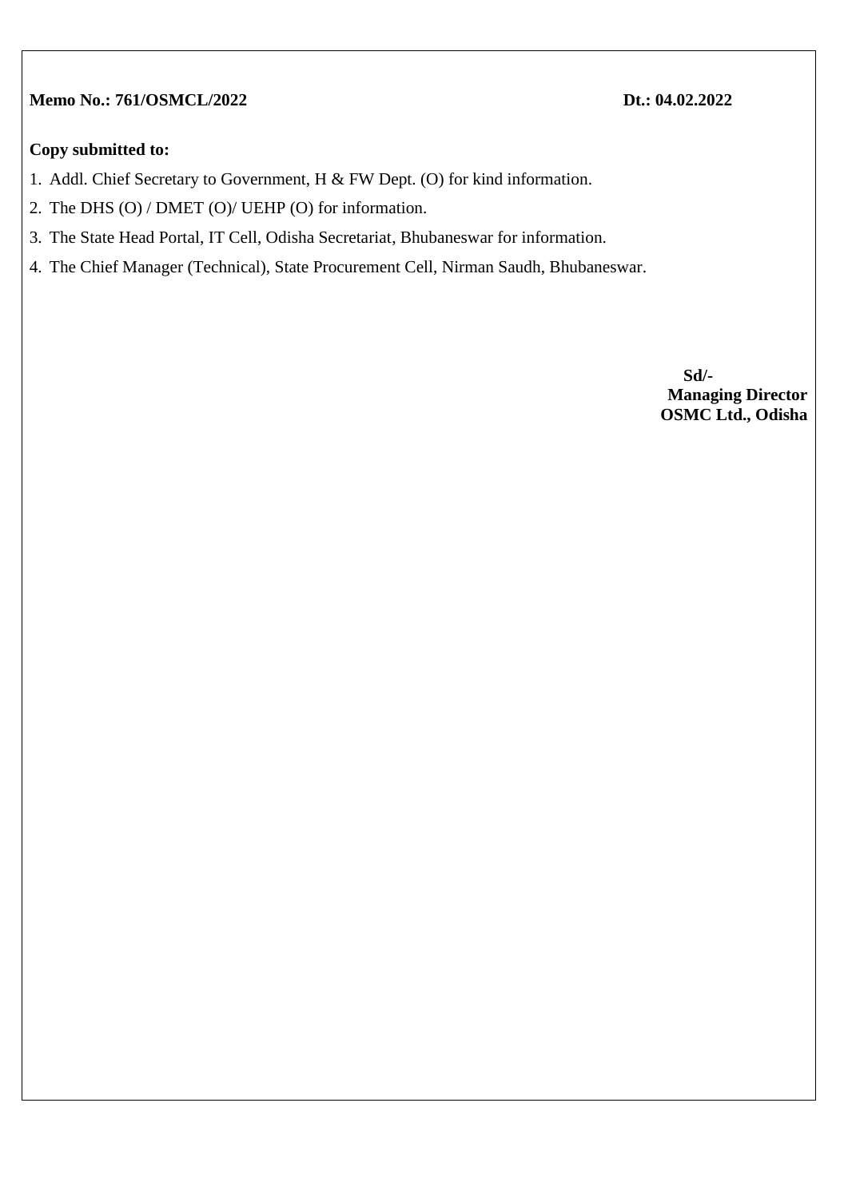**Memo No.: 761/OSMCL/2022** **Dt.: 04.02.2022**

**Copy submitted to:**

1. Addl. Chief Secretary to Government, H & FW Dept. (O) for kind information.
2. The DHS (O) / DMET (O)/ UEHP (O) for information.
3. The State Head Portal, IT Cell, Odisha Secretariat, Bhubaneswar for information.
4. The Chief Manager (Technical), State Procurement Cell, Nirman Saudh, Bhubaneswar.

**Sd/-**
**Managing Director**
**OSMC Ltd., Odisha**